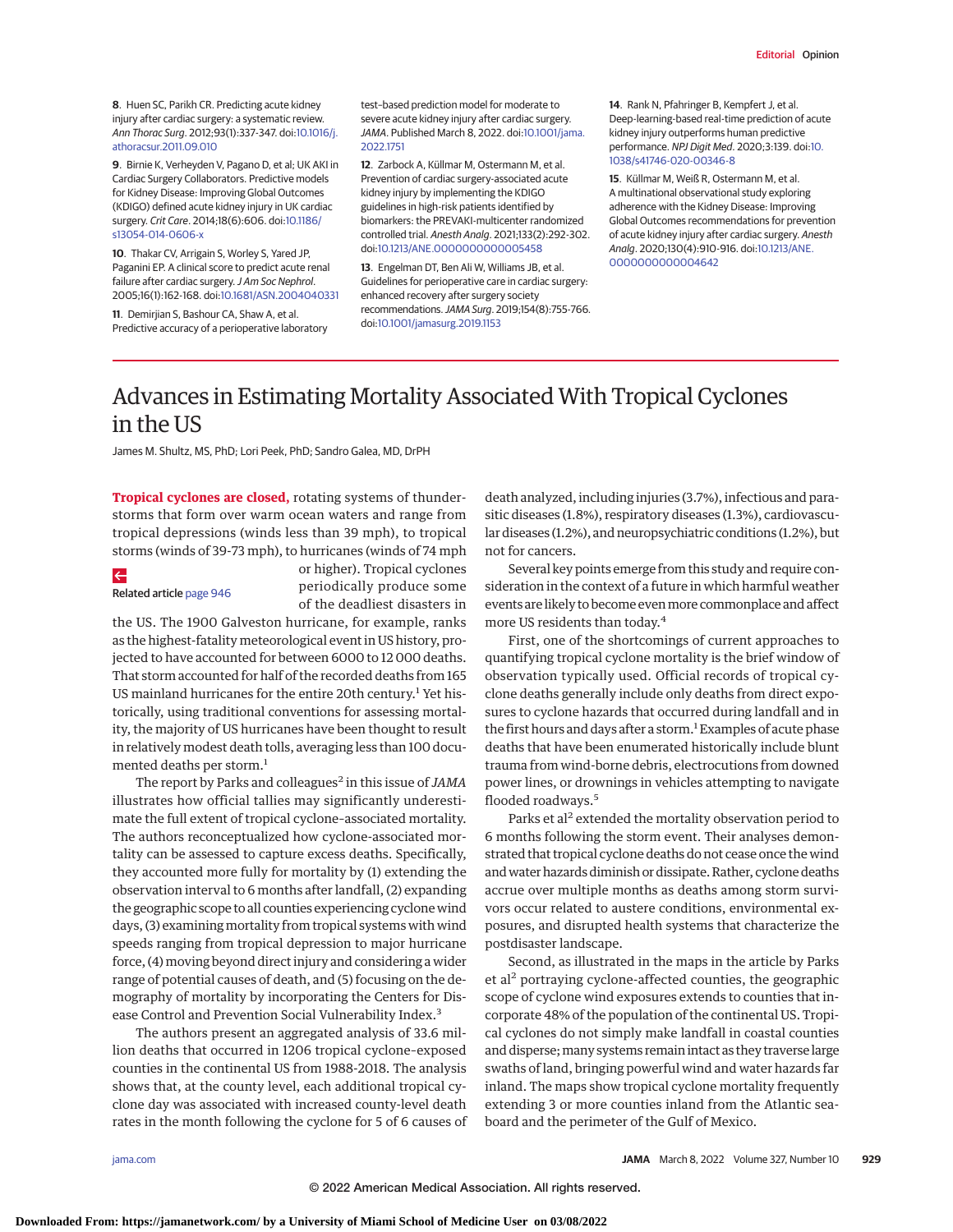8. Huen SC, Parikh CR. Predicting acute kidney injury after cardiac surgery: a systematic review. *Ann Thorac Surg*. 2012;93(1):337-347. doi:10.1016/j.athoracsur.2011.09.010

9. Birnie K, Verheyden V, Pagano D, et al; UK AKI in Cardiac Surgery Collaborators. Predictive models for Kidney Disease: Improving Global Outcomes (KDIGO) defined acute kidney injury in UK cardiac surgery. *Crit Care*. 2014;18(6):606. doi:10.1186/s13054-014-0606-x

10. Thakar CV, Arrigain S, Worley S, Yared JP, Paganini EP. A clinical score to predict acute renal failure after cardiac surgery. *J Am Soc Nephrol*. 2005;16(1):162-168. doi:10.1681/ASN.2004040331

11. Demirjian S, Bashour CA, Shaw A, et al. Predictive accuracy of a perioperative laboratory test–based prediction model for moderate to severe acute kidney injury after cardiac surgery. *JAMA*. Published March 8, 2022. doi:10.1001/jama.2022.1751

12. Zarbock A, Küllmar M, Ostermann M, et al. Prevention of cardiac surgery-associated acute kidney injury by implementing the KDIGO guidelines in high-risk patients identified by biomarkers: the PREVAKI-multicenter randomized controlled trial. *Anesth Analg*. 2021;133(2):292-302. doi:10.1213/ANE.0000000000005458

13. Engelman DT, Ben Ali W, Williams JB, et al. Guidelines for perioperative care in cardiac surgery: enhanced recovery after surgery society recommendations. *JAMA Surg*. 2019;154(8):755-766. doi:10.1001/jamasurg.2019.1153

14. Rank N, Pfahringer B, Kempfert J, et al. Deep-learning-based real-time prediction of acute kidney injury outperforms human predictive performance. *NPJ Digit Med*. 2020;3:139. doi:10.1038/s41746-020-00346-8

15. Küllmar M, Weiß R, Ostermann M, et al. A multinational observational study exploring adherence with the Kidney Disease: Improving Global Outcomes recommendations for prevention of acute kidney injury after cardiac surgery. *Anesth Analg*. 2020;130(4):910-916. doi:10.1213/ANE.0000000000004642

# Advances in Estimating Mortality Associated With Tropical Cyclones in the US

James M. Shultz, MS, PhD; Lori Peek, PhD; Sandro Galea, MD, DrPH

Related article page 946

**Tropical cyclones are closed,** rotating systems of thunderstorms that form over warm ocean waters and range from tropical depressions (winds less than 39 mph), to tropical storms (winds of 39-73 mph), to hurricanes (winds of 74 mph or higher). Tropical cyclones periodically produce some of the deadliest disasters in the US. The 1900 Galveston hurricane, for example, ranks as the highest-fatality meteorological event in US history, projected to have accounted for between 6000 to 12 000 deaths. That storm accounted for half of the recorded deaths from 165 US mainland hurricanes for the entire 20th century.[1] Yet historically, using traditional conventions for assessing mortality, the majority of US hurricanes have been thought to result in relatively modest death tolls, averaging less than 100 documented deaths per storm.[1]

The report by Parks and colleagues[2] in this issue of *JAMA* illustrates how official tallies may significantly underestimate the full extent of tropical cyclone–associated mortality. The authors reconceptualized how cyclone-associated mortality can be assessed to capture excess deaths. Specifically, they accounted more fully for mortality by (1) extending the observation interval to 6 months after landfall, (2) expanding the geographic scope to all counties experiencing cyclone wind days, (3) examining mortality from tropical systems with wind speeds ranging from tropical depression to major hurricane force, (4) moving beyond direct injury and considering a wider range of potential causes of death, and (5) focusing on the demography of mortality by incorporating the Centers for Disease Control and Prevention Social Vulnerability Index.[3]

The authors present an aggregated analysis of 33.6 million deaths that occurred in 1206 tropical cyclone–exposed counties in the continental US from 1988-2018. The analysis shows that, at the county level, each additional tropical cyclone day was associated with increased county-level death rates in the month following the cyclone for 5 of 6 causes of death analyzed, including injuries (3.7%), infectious and parasitic diseases (1.8%), respiratory diseases (1.3%), cardiovascular diseases (1.2%), and neuropsychiatric conditions (1.2%), but not for cancers.

Several key points emerge from this study and require consideration in the context of a future in which harmful weather events are likely to become even more commonplace and affect more US residents than today.[4]

First, one of the shortcomings of current approaches to quantifying tropical cyclone mortality is the brief window of observation typically used. Official records of tropical cyclone deaths generally include only deaths from direct exposures to cyclone hazards that occurred during landfall and in the first hours and days after a storm.[1] Examples of acute phase deaths that have been enumerated historically include blunt trauma from wind-borne debris, electrocutions from downed power lines, or drownings in vehicles attempting to navigate flooded roadways.[5]

Parks et al[2] extended the mortality observation period to 6 months following the storm event. Their analyses demonstrated that tropical cyclone deaths do not cease once the wind and water hazards diminish or dissipate. Rather, cyclone deaths accrue over multiple months as deaths among storm survivors occur related to austere conditions, environmental exposures, and disrupted health systems that characterize the postdisaster landscape.

Second, as illustrated in the maps in the article by Parks et al[2] portraying cyclone-affected counties, the geographic scope of cyclone wind exposures extends to counties that incorporate 48% of the population of the continental US. Tropical cyclones do not simply make landfall in coastal counties and disperse; many systems remain intact as they traverse large swaths of land, bringing powerful wind and water hazards far inland. The maps show tropical cyclone mortality frequently extending 3 or more counties inland from the Atlantic seaboard and the perimeter of the Gulf of Mexico.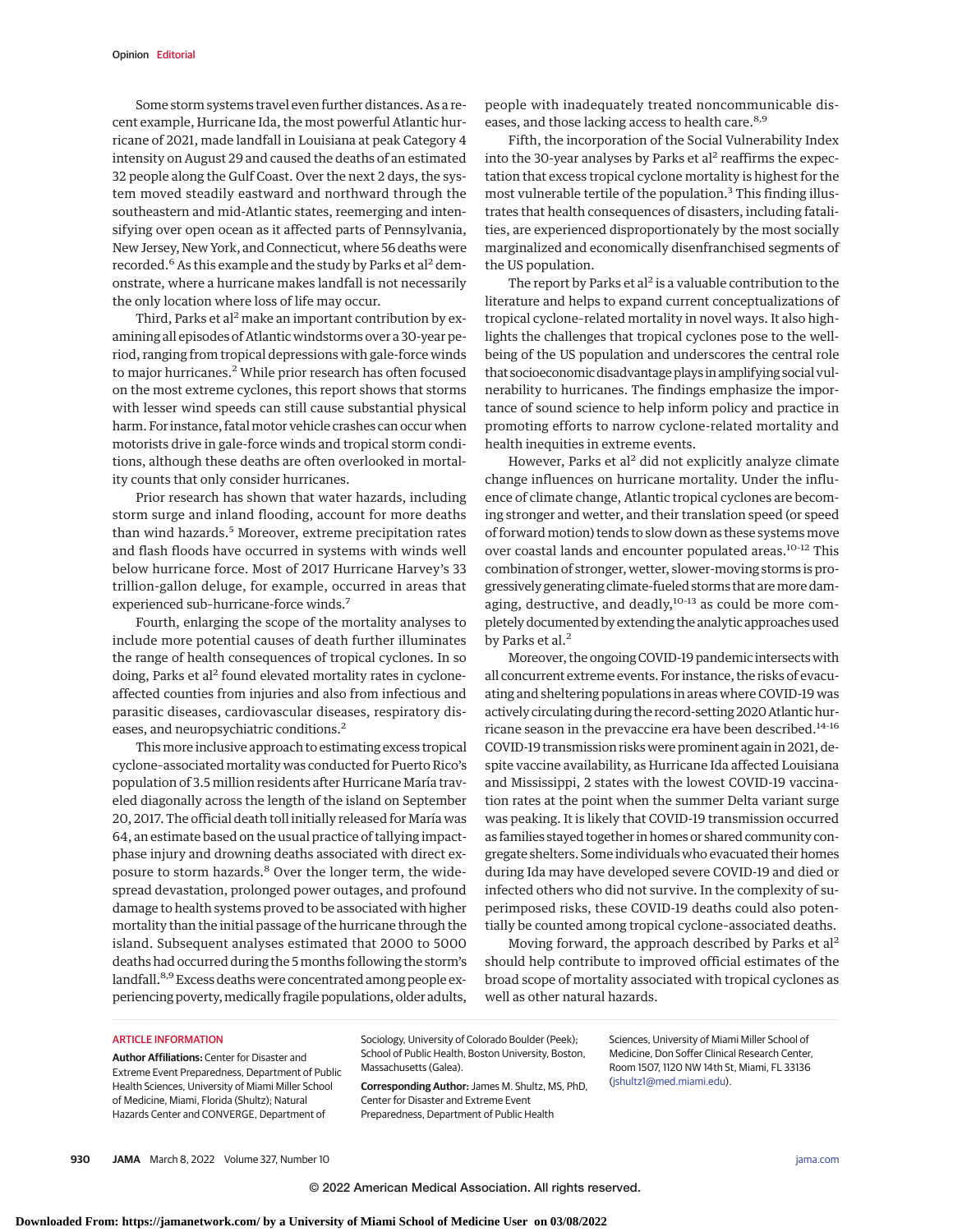Some storm systems travel even further distances. As a recent example, Hurricane Ida, the most powerful Atlantic hurricane of 2021, made landfall in Louisiana at peak Category 4 intensity on August 29 and caused the deaths of an estimated 32 people along the Gulf Coast. Over the next 2 days, the system moved steadily eastward and northward through the southeastern and mid-Atlantic states, reemerging and intensifying over open ocean as it affected parts of Pennsylvania, New Jersey, New York, and Connecticut, where 56 deaths were recorded.[6] As this example and the study by Parks et al[2] demonstrate, where a hurricane makes landfall is not necessarily the only location where loss of life may occur.

Third, Parks et al[2] make an important contribution by examining all episodes of Atlantic windstorms over a 30-year period, ranging from tropical depressions with gale-force winds to major hurricanes.[2] While prior research has often focused on the most extreme cyclones, this report shows that storms with lesser wind speeds can still cause substantial physical harm. For instance, fatal motor vehicle crashes can occur when motorists drive in gale-force winds and tropical storm conditions, although these deaths are often overlooked in mortality counts that only consider hurricanes.

Prior research has shown that water hazards, including storm surge and inland flooding, account for more deaths than wind hazards.[5] Moreover, extreme precipitation rates and flash floods have occurred in systems with winds well below hurricane force. Most of 2017 Hurricane Harvey's 33 trillion-gallon deluge, for example, occurred in areas that experienced sub-hurricane-force winds.[7]

Fourth, enlarging the scope of the mortality analyses to include more potential causes of death further illuminates the range of health consequences of tropical cyclones. In so doing, Parks et al[2] found elevated mortality rates in cyclone-affected counties from injuries and also from infectious and parasitic diseases, cardiovascular diseases, respiratory diseases, and neuropsychiatric conditions.[2]

This more inclusive approach to estimating excess tropical cyclone-associated mortality was conducted for Puerto Rico's population of 3.5 million residents after Hurricane María traveled diagonally across the length of the island on September 20, 2017. The official death toll initially released for María was 64, an estimate based on the usual practice of tallying impact-phase injury and drowning deaths associated with direct exposure to storm hazards.[8] Over the longer term, the widespread devastation, prolonged power outages, and profound damage to health systems proved to be associated with higher mortality than the initial passage of the hurricane through the island. Subsequent analyses estimated that 2000 to 5000 deaths had occurred during the 5 months following the storm's landfall.[8,9] Excess deaths were concentrated among people experiencing poverty, medically fragile populations, older adults, people with inadequately treated noncommunicable diseases, and those lacking access to health care.[8,9]

Fifth, the incorporation of the Social Vulnerability Index into the 30-year analyses by Parks et al[2] reaffirms the expectation that excess tropical cyclone mortality is highest for the most vulnerable tertile of the population.[3] This finding illustrates that health consequences of disasters, including fatalities, are experienced disproportionately by the most socially marginalized and economically disenfranchised segments of the US population.

The report by Parks et al[2] is a valuable contribution to the literature and helps to expand current conceptualizations of tropical cyclone-related mortality in novel ways. It also highlights the challenges that tropical cyclones pose to the well-being of the US population and underscores the central role that socioeconomic disadvantage plays in amplifying social vulnerability to hurricanes. The findings emphasize the importance of sound science to help inform policy and practice in promoting efforts to narrow cyclone-related mortality and health inequities in extreme events.

However, Parks et al[2] did not explicitly analyze climate change influences on hurricane mortality. Under the influence of climate change, Atlantic tropical cyclones are becoming stronger and wetter, and their translation speed (or speed of forward motion) tends to slow down as these systems move over coastal lands and encounter populated areas.[10-12] This combination of stronger, wetter, slower-moving storms is progressively generating climate-fueled storms that are more damaging, destructive, and deadly,[10-13] as could be more completely documented by extending the analytic approaches used by Parks et al.[2]

Moreover, the ongoing COVID-19 pandemic intersects with all concurrent extreme events. For instance, the risks of evacuating and sheltering populations in areas where COVID-19 was actively circulating during the record-setting 2020 Atlantic hurricane season in the prevaccine era have been described.[14-16] COVID-19 transmission risks were prominent again in 2021, despite vaccine availability, as Hurricane Ida affected Louisiana and Mississippi, 2 states with the lowest COVID-19 vaccination rates at the point when the summer Delta variant surge was peaking. It is likely that COVID-19 transmission occurred as families stayed together in homes or shared community congregate shelters. Some individuals who evacuated their homes during Ida may have developed severe COVID-19 and died or infected others who did not survive. In the complexity of superimposed risks, these COVID-19 deaths could also potentially be counted among tropical cyclone-associated deaths.

Moving forward, the approach described by Parks et al[2] should help contribute to improved official estimates of the broad scope of mortality associated with tropical cyclones as well as other natural hazards.

## ARTICLE INFORMATION

**Author Affiliations:** Center for Disaster and Extreme Event Preparedness, Department of Public Health Sciences, University of Miami Miller School of Medicine, Miami, Florida (Shultz); Natural Hazards Center and CONVERGE, Department of Sociology, University of Colorado Boulder (Peek); School of Public Health, Boston University, Boston, Massachusetts (Galea).

**Corresponding Author:** James M. Shultz, MS, PhD, Center for Disaster and Extreme Event Preparedness, Department of Public Health Sciences, University of Miami Miller School of Medicine, Don Soffer Clinical Research Center, Room 1507, 1120 NW 14th St, Miami, FL 33136 (jshultz1@med.miami.edu).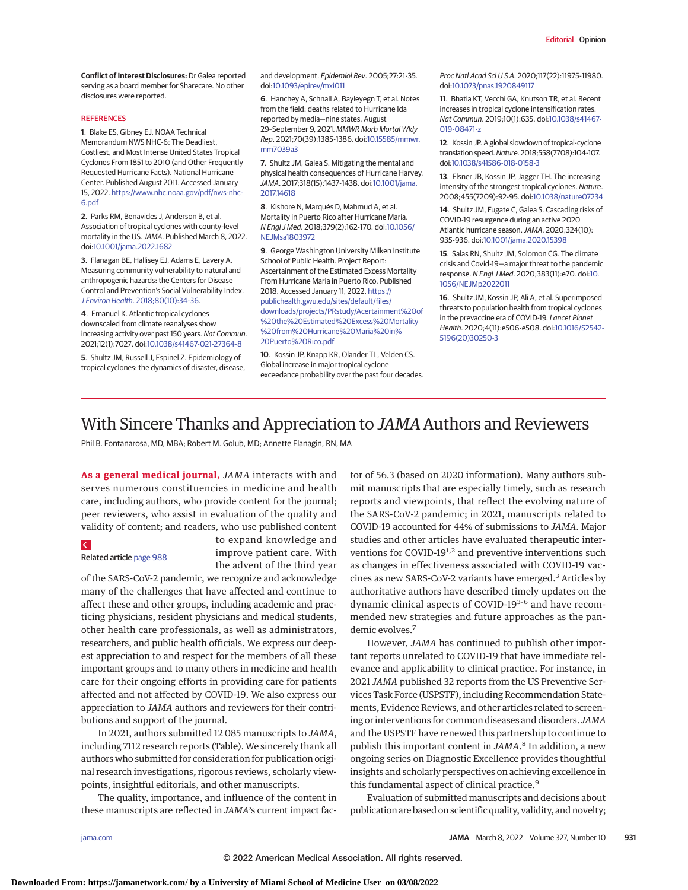**Conflict of Interest Disclosures:** Dr Galea reported serving as a board member for Sharecare. No other disclosures were reported.

REFERENCES

1. Blake ES, Gibney EJ. NOAA Technical Memorandum NWS NHC-6: The Deadliest, Costliest, and Most Intense United States Tropical Cyclones From 1851 to 2010 (and Other Frequently Requested Hurricane Facts). National Hurricane Center. Published August 2011. Accessed January 15, 2022. https://www.nhc.noaa.gov/pdf/nws-nhc-6.pdf

2. Parks RM, Benavides J, Anderson B, et al. Association of tropical cyclones with county-level mortality in the US. *JAMA*. Published March 8, 2022. doi:10.1001/jama.2022.1682

3. Flanagan BE, Hallisey EJ, Adams E, Lavery A. Measuring community vulnerability to natural and anthropogenic hazards: the Centers for Disease Control and Prevention's Social Vulnerability Index. *J Environ Health*. 2018;80(10):34-36.

4. Emanuel K. Atlantic tropical cyclones downscaled from climate reanalyses show increasing activity over past 150 years. *Nat Commun*. 2021;12(1):7027. doi:10.1038/s41467-021-27364-8

5. Shultz JM, Russell J, Espinel Z. Epidemiology of tropical cyclones: the dynamics of disaster, disease, and development. *Epidemiol Rev*. 2005;27:21-35. doi:10.1093/epirev/mxi011

6. Hanchey A, Schnall A, Bayleyegn T, et al. Notes from the field: deaths related to Hurricane Ida reported by media—nine states, August 29–September 9, 2021. *MMWR Morb Mortal Wkly Rep*. 2021;70(39):1385-1386. doi:10.15585/mmwr.mm7039a3

7. Shultz JM, Galea S. Mitigating the mental and physical health consequences of Hurricane Harvey. *JAMA*. 2017;318(15):1437-1438. doi:10.1001/jama.2017.14618

8. Kishore N, Marqués D, Mahmud A, et al. Mortality in Puerto Rico after Hurricane Maria. *N Engl J Med*. 2018;379(2):162-170. doi:10.1056/NEJMsa1803972

9. George Washington University Milken Institute School of Public Health. Project Report: Ascertainment of the Estimated Excess Mortality From Hurricane Maria in Puerto Rico. Published 2018. Accessed January 11, 2022. https://publichealth.gwu.edu/sites/default/files/downloads/projects/PRstudy/Acertainment%20of%20the%20Estimated%20Excess%20Mortality%20from%20Hurricane%20Maria%20in%20Puerto%20Rico.pdf

10. Kossin JP, Knapp KR, Olander TL, Velden CS. Global increase in major tropical cyclone exceedance probability over the past four decades. *Proc Natl Acad Sci U S A*. 2020;117(22):11975-11980. doi:10.1073/pnas.1920849117

11. Bhatia KT, Vecchi GA, Knutson TR, et al. Recent increases in tropical cyclone intensification rates. *Nat Commun*. 2019;10(1):635. doi:10.1038/s41467-019-08471-z

12. Kossin JP. A global slowdown of tropical-cyclone translation speed. *Nature*. 2018;558(7708):104-107. doi:10.1038/s41586-018-0158-3

13. Elsner JB, Kossin JP, Jagger TH. The increasing intensity of the strongest tropical cyclones. *Nature*. 2008;455(7209):92-95. doi:10.1038/nature07234

14. Shultz JM, Fugate C, Galea S. Cascading risks of COVID-19 resurgence during an active 2020 Atlantic hurricane season. *JAMA*. 2020;324(10):935-936. doi:10.1001/jama.2020.15398

15. Salas RN, Shultz JM, Solomon CG. The climate crisis and Covid-19—a major threat to the pandemic response. *N Engl J Med*. 2020;383(11):e70. doi:10.1056/NEJMp2022011

16. Shultz JM, Kossin JP, Ali A, et al. Superimposed threats to population health from tropical cyclones in the prevaccine era of COVID-19. *Lancet Planet Health*. 2020;4(11):e506-e508. doi:10.1016/S2542-5196(20)30250-3

# With Sincere Thanks and Appreciation to *JAMA* Authors and Reviewers

Phil B. Fontanarosa, MD, MBA; Robert M. Golub, MD; Annette Flanagin, RN, MA

Related article page 988

**As a general medical journal,** *JAMA* interacts with and serves numerous constituencies in medicine and health care, including authors, who provide content for the journal; peer reviewers, who assist in evaluation of the quality and validity of content; and readers, who use published content to expand knowledge and improve patient care. With the advent of the third year of the SARS-CoV-2 pandemic, we recognize and acknowledge many of the challenges that have affected and continue to affect these and other groups, including academic and practicing physicians, resident physicians and medical students, other health care professionals, as well as administrators, researchers, and public health officials. We express our deepest appreciation to and respect for the members of all these important groups and to many others in medicine and health care for their ongoing efforts in providing care for patients affected and not affected by COVID-19. We also express our appreciation to *JAMA* authors and reviewers for their contributions and support of the journal.

In 2021, authors submitted 12 085 manuscripts to *JAMA*, including 7112 research reports (**Table**). We sincerely thank all authors who submitted for consideration for publication original research investigations, rigorous reviews, scholarly viewpoints, insightful editorials, and other manuscripts.

The quality, importance, and influence of the content in these manuscripts are reflected in *JAMA*'s current impact factor of 56.3 (based on 2020 information). Many authors submit manuscripts that are especially timely, such as research reports and viewpoints, that reflect the evolving nature of the SARS-CoV-2 pandemic; in 2021, manuscripts related to COVID-19 accounted for 44% of submissions to *JAMA*. Major studies and other articles have evaluated therapeutic interventions for COVID-19[1,2] and preventive interventions such as changes in effectiveness associated with COVID-19 vaccines as new SARS-CoV-2 variants have emerged.[3] Articles by authoritative authors have described timely updates on the dynamic clinical aspects of COVID-19[3-6] and have recommended new strategies and future approaches as the pandemic evolves.[7]

However, *JAMA* has continued to publish other important reports unrelated to COVID-19 that have immediate relevance and applicability to clinical practice. For instance, in 2021 *JAMA* published 32 reports from the US Preventive Services Task Force (USPSTF), including Recommendation Statements, Evidence Reviews, and other articles related to screening or interventions for common diseases and disorders. *JAMA* and the USPSTF have renewed this partnership to continue to publish this important content in *JAMA*.[8] In addition, a new ongoing series on Diagnostic Excellence provides thoughtful insights and scholarly perspectives on achieving excellence in this fundamental aspect of clinical practice.[9]

Evaluation of submitted manuscripts and decisions about publication are based on scientific quality, validity, and novelty;